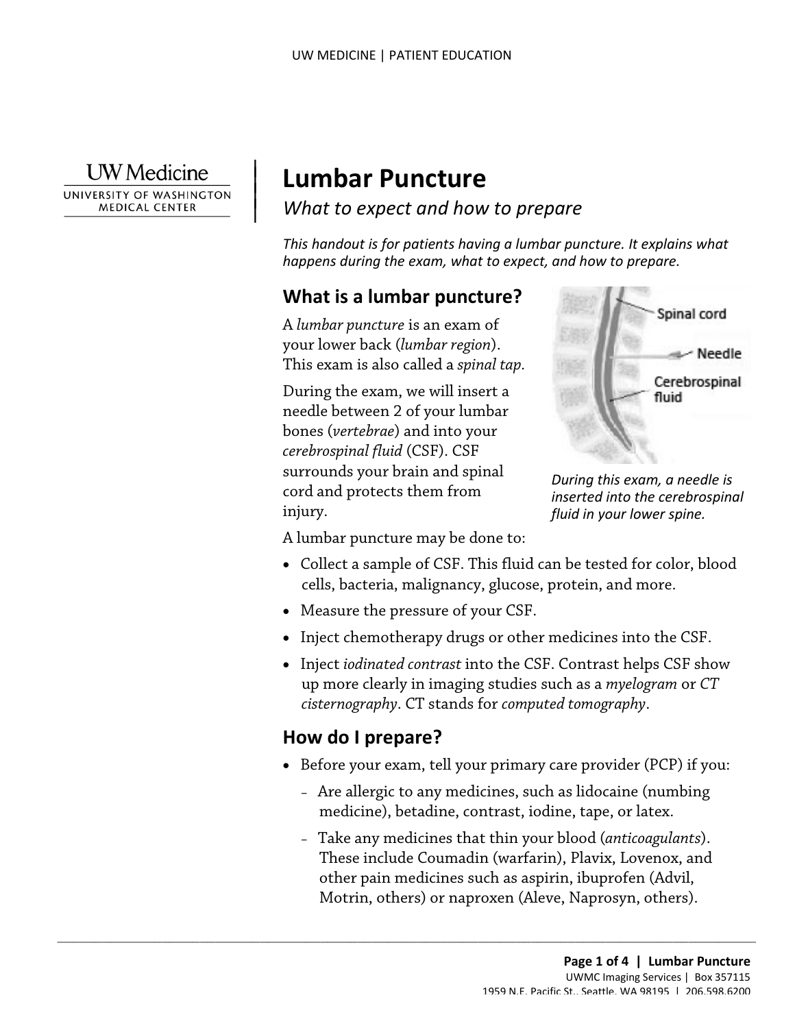# Lumbar Puncture

*What to expect and how to prepare*

*This handout is for patients having a lumbar puncture. It explains what happens during the exam, what to expect, and how to prepare.*

## What is a lumbar puncture?

A *lumbar puncture* is an exam of your lower back (*lumbar region*). This exam is also called a *spinal tap*.

During the exam, we will insert a needle between 2 of your lumbar bones (*vertebrae*) and into your *cerebrospinal fluid* (CSF). CSF surrounds your brain and spinal cord and protects them from injury.

*During this exam, a needle is inserted into the cerebrospinal fluid in your lower spine.*

A lumbar puncture may be done to:

- Collect a sample of CSF. This fluid can be tested for color, blood cells, bacteria, malignancy, glucose, protein, and more.
- Measure the pressure of your CSF.
- Inject chemotherapy drugs or other medicines into the CSF.
- Inject *iodinated contrast* into the CSF. Contrast helps CSF show up more clearly in imaging studies such as a *myelogram* or *CT cisternography*. CT stands for *computed tomography*.

## How do I prepare?

- Before your exam, tell your primary care provider (PCP) if you:
  - Are allergic to any medicines, such as lidocaine (numbing medicine), betadine, contrast, iodine, tape, or latex.
  - Take any medicines that thin your blood (*anticoagulants*). These include Coumadin (warfarin), Plavix, Lovenox, and other pain medicines such as aspirin, ibuprofen (Advil, Motrin, others) or naproxen (Aleve, Naprosyn, others).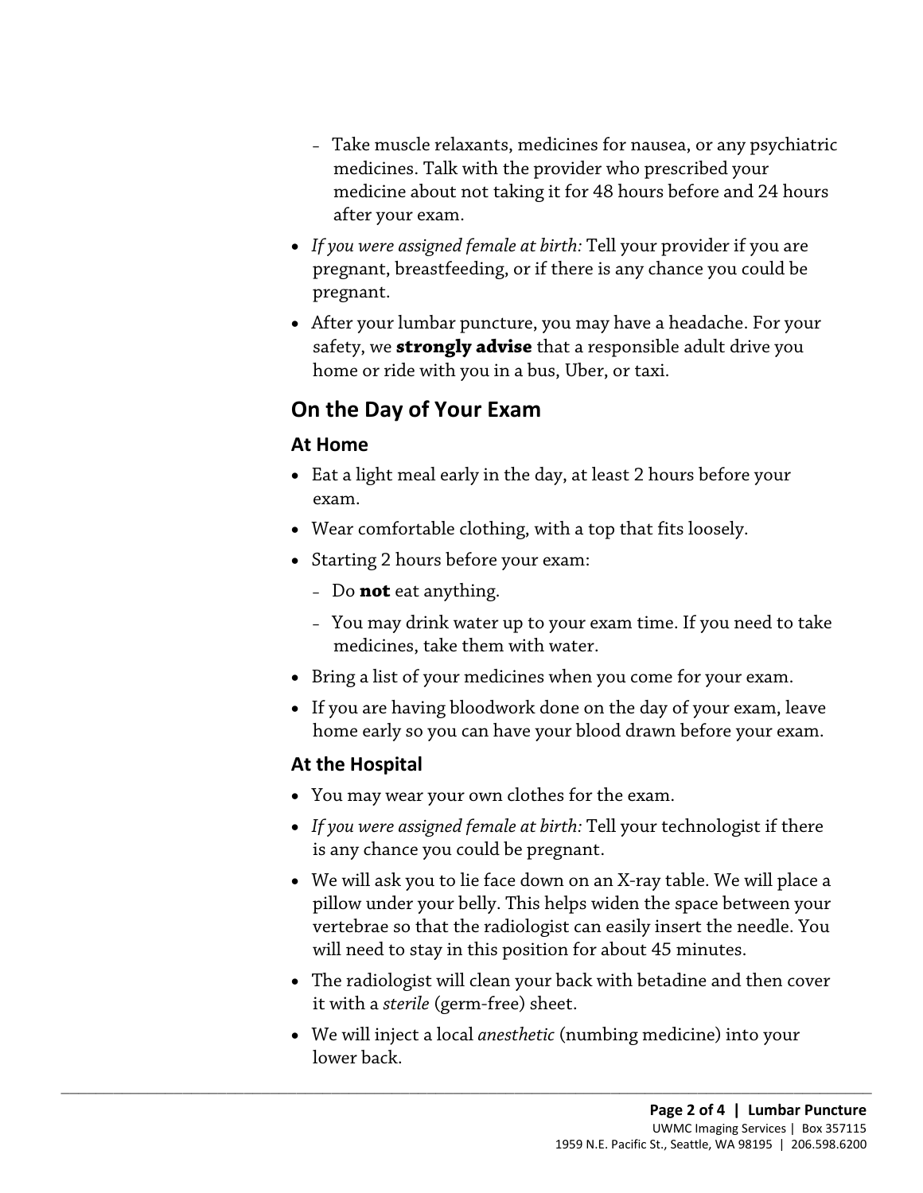- Take muscle relaxants, medicines for nausea, or any psychiatric medicines. Talk with the provider who prescribed your medicine about not taking it for 48 hours before and 24 hours after your exam.

- *If you were assigned female at birth:* Tell your provider if you are pregnant, breastfeeding, or if there is any chance you could be pregnant.
- After your lumbar puncture, you may have a headache. For your safety, we **strongly advise** that a responsible adult drive you home or ride with you in a bus, Uber, or taxi.

## On the Day of Your Exam

### At Home

- Eat a light meal early in the day, at least 2 hours before your exam.
- Wear comfortable clothing, with a top that fits loosely.
- Starting 2 hours before your exam:
  - Do **not** eat anything.
  - You may drink water up to your exam time. If you need to take medicines, take them with water.
- Bring a list of your medicines when you come for your exam.
- If you are having bloodwork done on the day of your exam, leave home early so you can have your blood drawn before your exam.

### At the Hospital

- You may wear your own clothes for the exam.
- *If you were assigned female at birth:* Tell your technologist if there is any chance you could be pregnant.
- We will ask you to lie face down on an X-ray table. We will place a pillow under your belly. This helps widen the space between your vertebrae so that the radiologist can easily insert the needle. You will need to stay in this position for about 45 minutes.
- The radiologist will clean your back with betadine and then cover it with a *sterile* (germ-free) sheet.
- We will inject a local *anesthetic* (numbing medicine) into your lower back.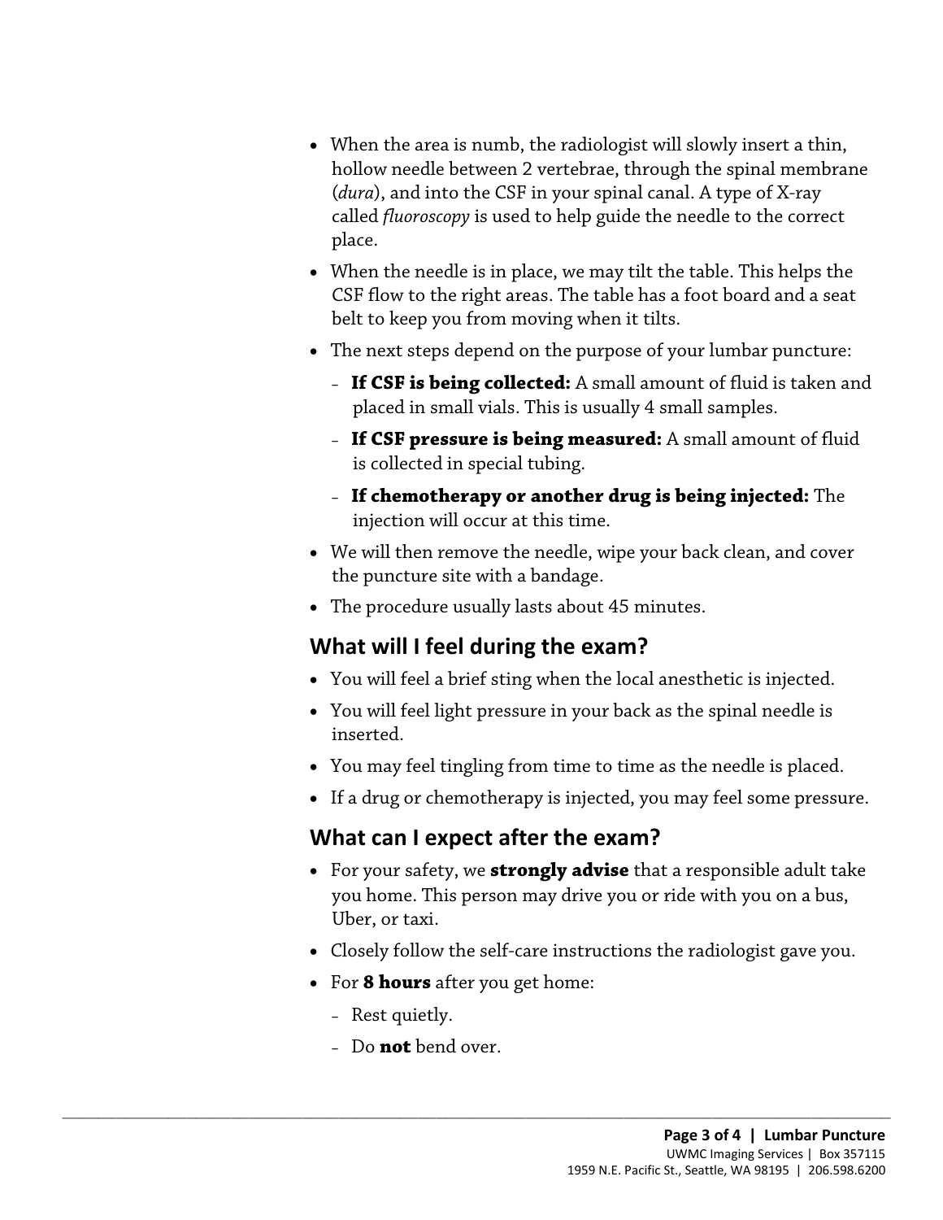- When the area is numb, the radiologist will slowly insert a thin, hollow needle between 2 vertebrae, through the spinal membrane (*dura*), and into the CSF in your spinal canal. A type of X-ray called *fluoroscopy* is used to help guide the needle to the correct place.
- When the needle is in place, we may tilt the table. This helps the CSF flow to the right areas. The table has a foot board and a seat belt to keep you from moving when it tilts.
- The next steps depend on the purpose of your lumbar puncture:
  - **If CSF is being collected:** A small amount of fluid is taken and placed in small vials. This is usually 4 small samples.
  - **If CSF pressure is being measured:** A small amount of fluid is collected in special tubing.
  - **If chemotherapy or another drug is being injected:** The injection will occur at this time.
- We will then remove the needle, wipe your back clean, and cover the puncture site with a bandage.
- The procedure usually lasts about 45 minutes.

## What will I feel during the exam?

- You will feel a brief sting when the local anesthetic is injected.
- You will feel light pressure in your back as the spinal needle is inserted.
- You may feel tingling from time to time as the needle is placed.
- If a drug or chemotherapy is injected, you may feel some pressure.

## What can I expect after the exam?

- For your safety, we **strongly advise** that a responsible adult take you home. This person may drive you or ride with you on a bus, Uber, or taxi.
- Closely follow the self-care instructions the radiologist gave you.
- For **8 hours** after you get home:
  - Rest quietly.
  - Do **not** bend over.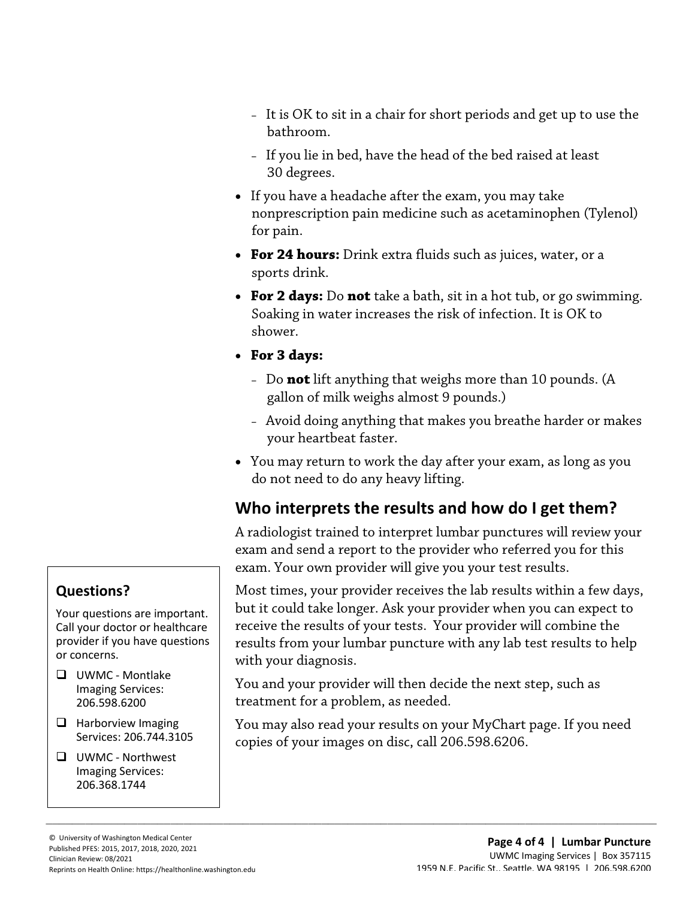- It is OK to sit in a chair for short periods and get up to use the bathroom.
- If you lie in bed, have the head of the bed raised at least 30 degrees.

- If you have a headache after the exam, you may take nonprescription pain medicine such as acetaminophen (Tylenol) for pain.
- **For 24 hours:** Drink extra fluids such as juices, water, or a sports drink.
- **For 2 days:** Do **not** take a bath, sit in a hot tub, or go swimming. Soaking in water increases the risk of infection. It is OK to shower.
- **For 3 days:**
  - Do **not** lift anything that weighs more than 10 pounds. (A gallon of milk weighs almost 9 pounds.)
  - Avoid doing anything that makes you breathe harder or makes your heartbeat faster.
- You may return to work the day after your exam, as long as you do not need to do any heavy lifting.

## Who interprets the results and how do I get them?

A radiologist trained to interpret lumbar punctures will review your exam and send a report to the provider who referred you for this exam. Your own provider will give you your test results.

Most times, your provider receives the lab results within a few days, but it could take longer. Ask your provider when you can expect to receive the results of your tests. Your provider will combine the results from your lumbar puncture with any lab test results to help with your diagnosis.

You and your provider will then decide the next step, such as treatment for a problem, as needed.

You may also read your results on your MyChart page. If you need copies of your images on disc, call 206.598.6206.

### Questions?

Your questions are important. Call your doctor or healthcare provider if you have questions or concerns.

- ❑ UWMC - Montlake Imaging Services: 206.598.6200
- ❑ Harborview Imaging Services: 206.744.3105
- ❑ UWMC - Northwest Imaging Services: 206.368.1744

© University of Washington Medical Center
Published PFES: 2015, 2017, 2018, 2020, 2021
Clinician Review: 08/2021
Reprints on Health Online: https://healthonline.washington.edu

UWMC Imaging Services | Box 357115
1959 N.E. Pacific St., Seattle, WA 98195 | 206.598.6200